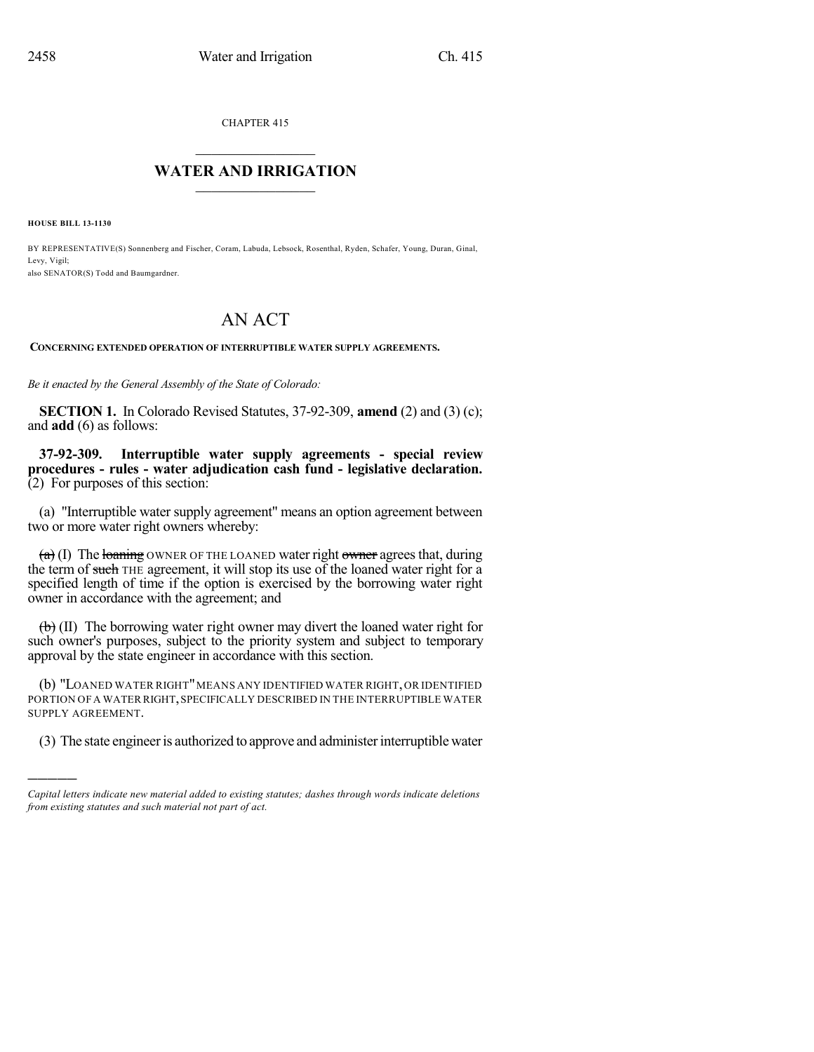CHAPTER 415

## WATER AND IRRIGATION

**HOUSE BILL 13-1130**

BY REPRESENTATIVE(S) Sonnenberg and Fischer, Coram, Labuda, Lebsock, Rosenthal, Ryden, Schafer, Young, Duran, Ginal, Levy, Vigil;
also SENATOR(S) Todd and Baumgardner.

# AN ACT

**CONCERNING EXTENDED OPERATION OF INTERRUPTIBLE WATER SUPPLY AGREEMENTS.**

*Be it enacted by the General Assembly of the State of Colorado:*

**SECTION 1.** In Colorado Revised Statutes, 37-92-309, **amend** (2) and (3) (c); and **add** (6) as follows:

**37-92-309. Interruptible water supply agreements - special review procedures - rules - water adjudication cash fund - legislative declaration.** (2) For purposes of this section:

(a) "Interruptible water supply agreement" means an option agreement between two or more water right owners whereby:

~~(a)~~ (I) The ~~loaning~~ OWNER OF THE LOANED water right ~~owner~~ agrees that, during the term of ~~such~~ THE agreement, it will stop its use of the loaned water right for a specified length of time if the option is exercised by the borrowing water right owner in accordance with the agreement; and

~~(b)~~ (II) The borrowing water right owner may divert the loaned water right for such owner's purposes, subject to the priority system and subject to temporary approval by the state engineer in accordance with this section.

(b) "LOANED WATER RIGHT" MEANS ANY IDENTIFIED WATER RIGHT, OR IDENTIFIED PORTION OF A WATER RIGHT, SPECIFICALLY DESCRIBED IN THE INTERRUPTIBLE WATER SUPPLY AGREEMENT.

(3) The state engineer is authorized to approve and administer interruptible water

---

*Capital letters indicate new material added to existing statutes; dashes through words indicate deletions from existing statutes and such material not part of act.*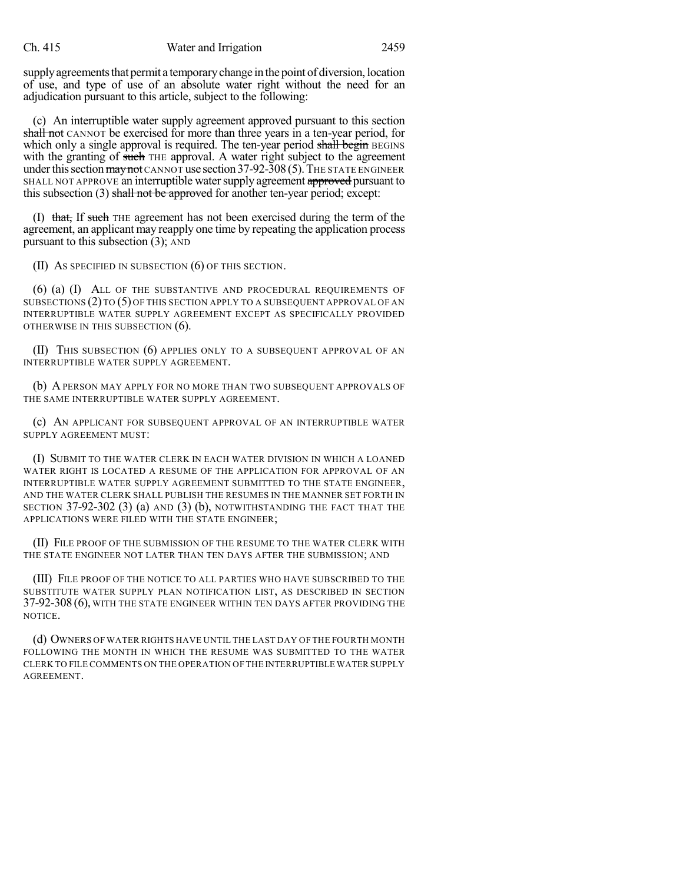supply agreements that permit a temporary change in the point of diversion, location of use, and type of use of an absolute water right without the need for an adjudication pursuant to this article, subject to the following:

(c) An interruptible water supply agreement approved pursuant to this section ~~shall not~~ CANNOT be exercised for more than three years in a ten-year period, for which only a single approval is required. The ten-year period ~~shall begin~~ BEGINS with the granting of ~~such~~ THE approval. A water right subject to the agreement under this section ~~may not~~ CANNOT use section 37-92-308 (5). THE STATE ENGINEER SHALL NOT APPROVE an interruptible water supply agreement ~~approved~~ pursuant to this subsection (3) ~~shall not be approved~~ for another ten-year period; except:

(I) ~~that,~~ If ~~such~~ THE agreement has not been exercised during the term of the agreement, an applicant may reapply one time by repeating the application process pursuant to this subsection (3); AND

(II) AS SPECIFIED IN SUBSECTION (6) OF THIS SECTION.

(6) (a) (I) ALL OF THE SUBSTANTIVE AND PROCEDURAL REQUIREMENTS OF SUBSECTIONS (2) TO (5) OF THIS SECTION APPLY TO A SUBSEQUENT APPROVAL OF AN INTERRUPTIBLE WATER SUPPLY AGREEMENT EXCEPT AS SPECIFICALLY PROVIDED OTHERWISE IN THIS SUBSECTION (6).

(II) THIS SUBSECTION (6) APPLIES ONLY TO A SUBSEQUENT APPROVAL OF AN INTERRUPTIBLE WATER SUPPLY AGREEMENT.

(b) A PERSON MAY APPLY FOR NO MORE THAN TWO SUBSEQUENT APPROVALS OF THE SAME INTERRUPTIBLE WATER SUPPLY AGREEMENT.

(c) AN APPLICANT FOR SUBSEQUENT APPROVAL OF AN INTERRUPTIBLE WATER SUPPLY AGREEMENT MUST:

(I) SUBMIT TO THE WATER CLERK IN EACH WATER DIVISION IN WHICH A LOANED WATER RIGHT IS LOCATED A RESUME OF THE APPLICATION FOR APPROVAL OF AN INTERRUPTIBLE WATER SUPPLY AGREEMENT SUBMITTED TO THE STATE ENGINEER, AND THE WATER CLERK SHALL PUBLISH THE RESUMES IN THE MANNER SET FORTH IN SECTION 37-92-302 (3) (a) AND (3) (b), NOTWITHSTANDING THE FACT THAT THE APPLICATIONS WERE FILED WITH THE STATE ENGINEER;

(II) FILE PROOF OF THE SUBMISSION OF THE RESUME TO THE WATER CLERK WITH THE STATE ENGINEER NOT LATER THAN TEN DAYS AFTER THE SUBMISSION; AND

(III) FILE PROOF OF THE NOTICE TO ALL PARTIES WHO HAVE SUBSCRIBED TO THE SUBSTITUTE WATER SUPPLY PLAN NOTIFICATION LIST, AS DESCRIBED IN SECTION 37-92-308 (6), WITH THE STATE ENGINEER WITHIN TEN DAYS AFTER PROVIDING THE NOTICE.

(d) OWNERS OF WATER RIGHTS HAVE UNTIL THE LAST DAY OF THE FOURTH MONTH FOLLOWING THE MONTH IN WHICH THE RESUME WAS SUBMITTED TO THE WATER CLERK TO FILE COMMENTS ON THE OPERATION OF THE INTERRUPTIBLE WATER SUPPLY AGREEMENT.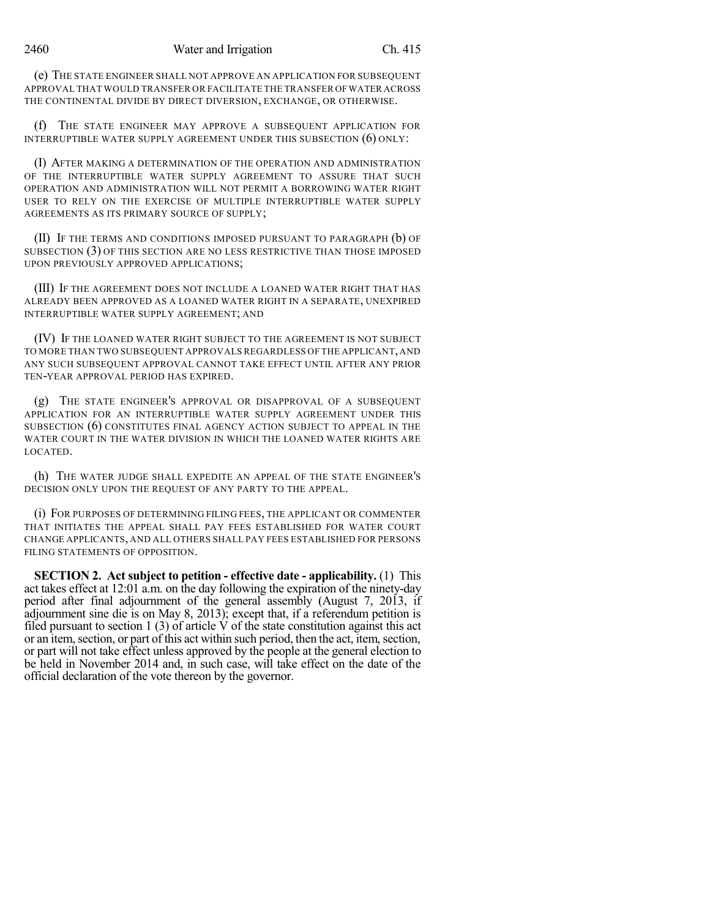(e) THE STATE ENGINEER SHALL NOT APPROVE AN APPLICATION FOR SUBSEQUENT APPROVAL THAT WOULD TRANSFER OR FACILITATE THE TRANSFER OF WATER ACROSS THE CONTINENTAL DIVIDE BY DIRECT DIVERSION, EXCHANGE, OR OTHERWISE.

(f) THE STATE ENGINEER MAY APPROVE A SUBSEQUENT APPLICATION FOR INTERRUPTIBLE WATER SUPPLY AGREEMENT UNDER THIS SUBSECTION (6) ONLY:

(I) AFTER MAKING A DETERMINATION OF THE OPERATION AND ADMINISTRATION OF THE INTERRUPTIBLE WATER SUPPLY AGREEMENT TO ASSURE THAT SUCH OPERATION AND ADMINISTRATION WILL NOT PERMIT A BORROWING WATER RIGHT USER TO RELY ON THE EXERCISE OF MULTIPLE INTERRUPTIBLE WATER SUPPLY AGREEMENTS AS ITS PRIMARY SOURCE OF SUPPLY;

(II) IF THE TERMS AND CONDITIONS IMPOSED PURSUANT TO PARAGRAPH (b) OF SUBSECTION (3) OF THIS SECTION ARE NO LESS RESTRICTIVE THAN THOSE IMPOSED UPON PREVIOUSLY APPROVED APPLICATIONS;

(III) IF THE AGREEMENT DOES NOT INCLUDE A LOANED WATER RIGHT THAT HAS ALREADY BEEN APPROVED AS A LOANED WATER RIGHT IN A SEPARATE, UNEXPIRED INTERRUPTIBLE WATER SUPPLY AGREEMENT; AND

(IV) IF THE LOANED WATER RIGHT SUBJECT TO THE AGREEMENT IS NOT SUBJECT TO MORE THAN TWO SUBSEQUENT APPROVALS REGARDLESS OF THE APPLICANT, AND ANY SUCH SUBSEQUENT APPROVAL CANNOT TAKE EFFECT UNTIL AFTER ANY PRIOR TEN-YEAR APPROVAL PERIOD HAS EXPIRED.

(g) THE STATE ENGINEER'S APPROVAL OR DISAPPROVAL OF A SUBSEQUENT APPLICATION FOR AN INTERRUPTIBLE WATER SUPPLY AGREEMENT UNDER THIS SUBSECTION (6) CONSTITUTES FINAL AGENCY ACTION SUBJECT TO APPEAL IN THE WATER COURT IN THE WATER DIVISION IN WHICH THE LOANED WATER RIGHTS ARE LOCATED.

(h) THE WATER JUDGE SHALL EXPEDITE AN APPEAL OF THE STATE ENGINEER'S DECISION ONLY UPON THE REQUEST OF ANY PARTY TO THE APPEAL.

(i) FOR PURPOSES OF DETERMINING FILING FEES, THE APPLICANT OR COMMENTER THAT INITIATES THE APPEAL SHALL PAY FEES ESTABLISHED FOR WATER COURT CHANGE APPLICANTS, AND ALL OTHERS SHALL PAY FEES ESTABLISHED FOR PERSONS FILING STATEMENTS OF OPPOSITION.

**SECTION 2. Act subject to petition - effective date - applicability.** (1) This act takes effect at 12:01 a.m. on the day following the expiration of the ninety-day period after final adjournment of the general assembly (August 7, 2013, if adjournment sine die is on May 8, 2013); except that, if a referendum petition is filed pursuant to section 1 (3) of article V of the state constitution against this act or an item, section, or part of this act within such period, then the act, item, section, or part will not take effect unless approved by the people at the general election to be held in November 2014 and, in such case, will take effect on the date of the official declaration of the vote thereon by the governor.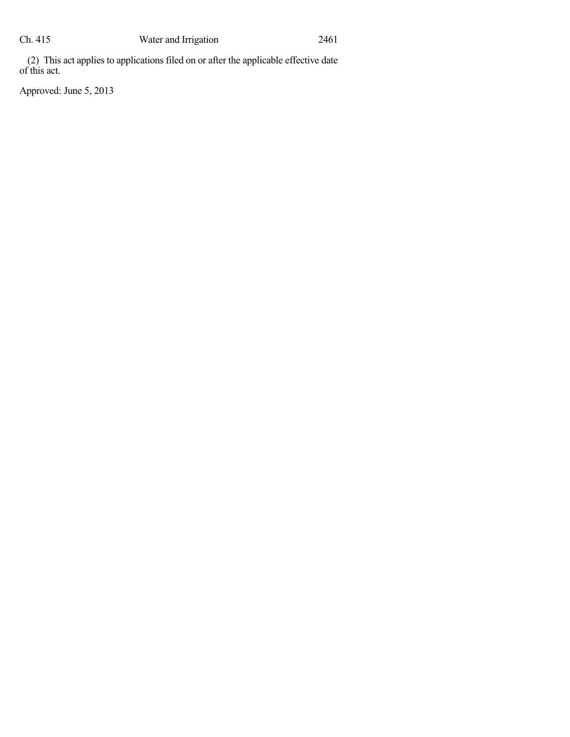(2) This act applies to applications filed on or after the applicable effective date of this act.

Approved: June 5, 2013